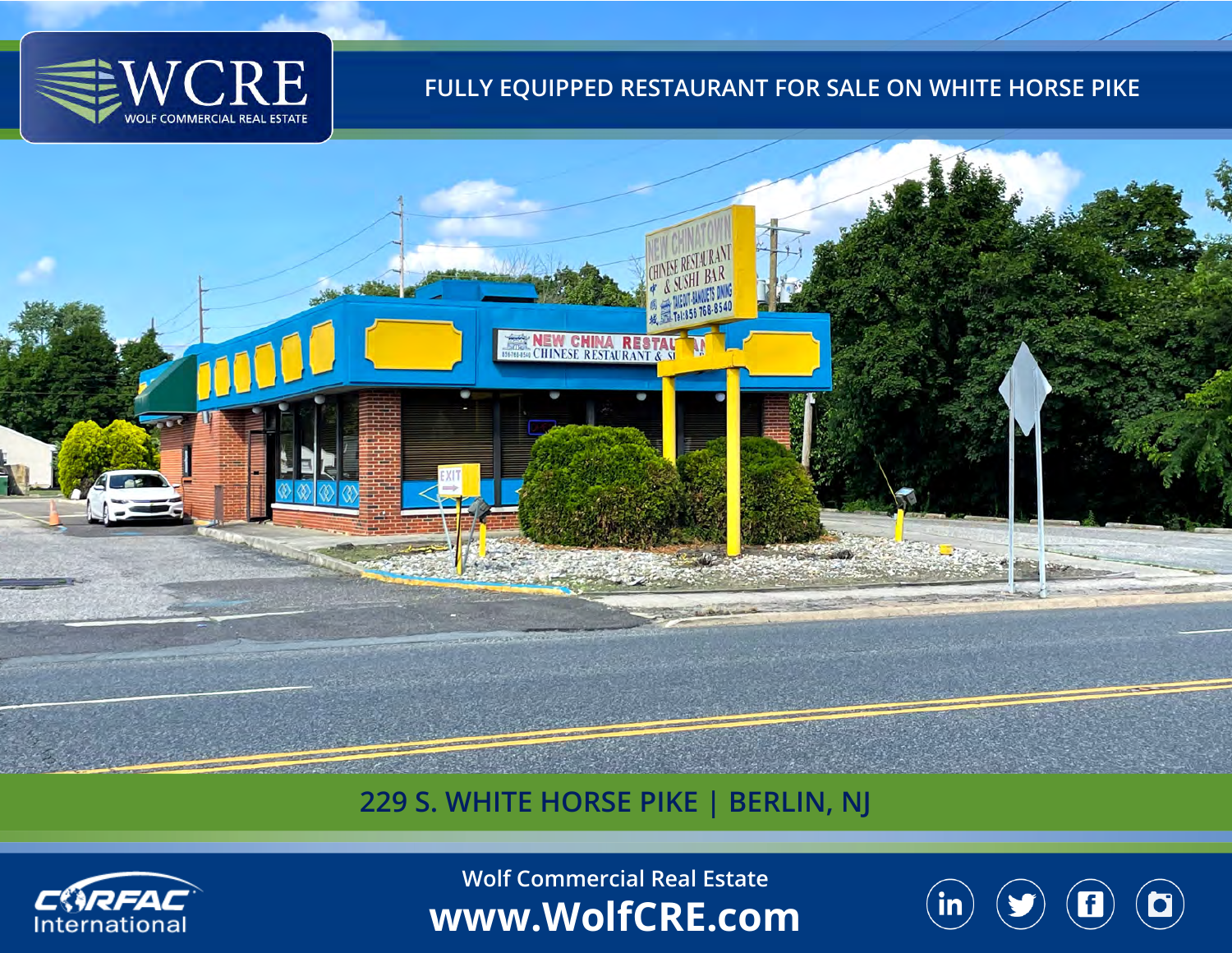WCRE

WOLF COMMERCIAL REAL ESTATE

# FULLY EQUIPPED RESTAURANT FOR SALE ON WHITE HORSE PIKE

## 229 S. WHITE HORSE PIKE | BERLIN, NJ

CORFAC International

Wolf Commercial Real Estate

**www.WolfCRE.com**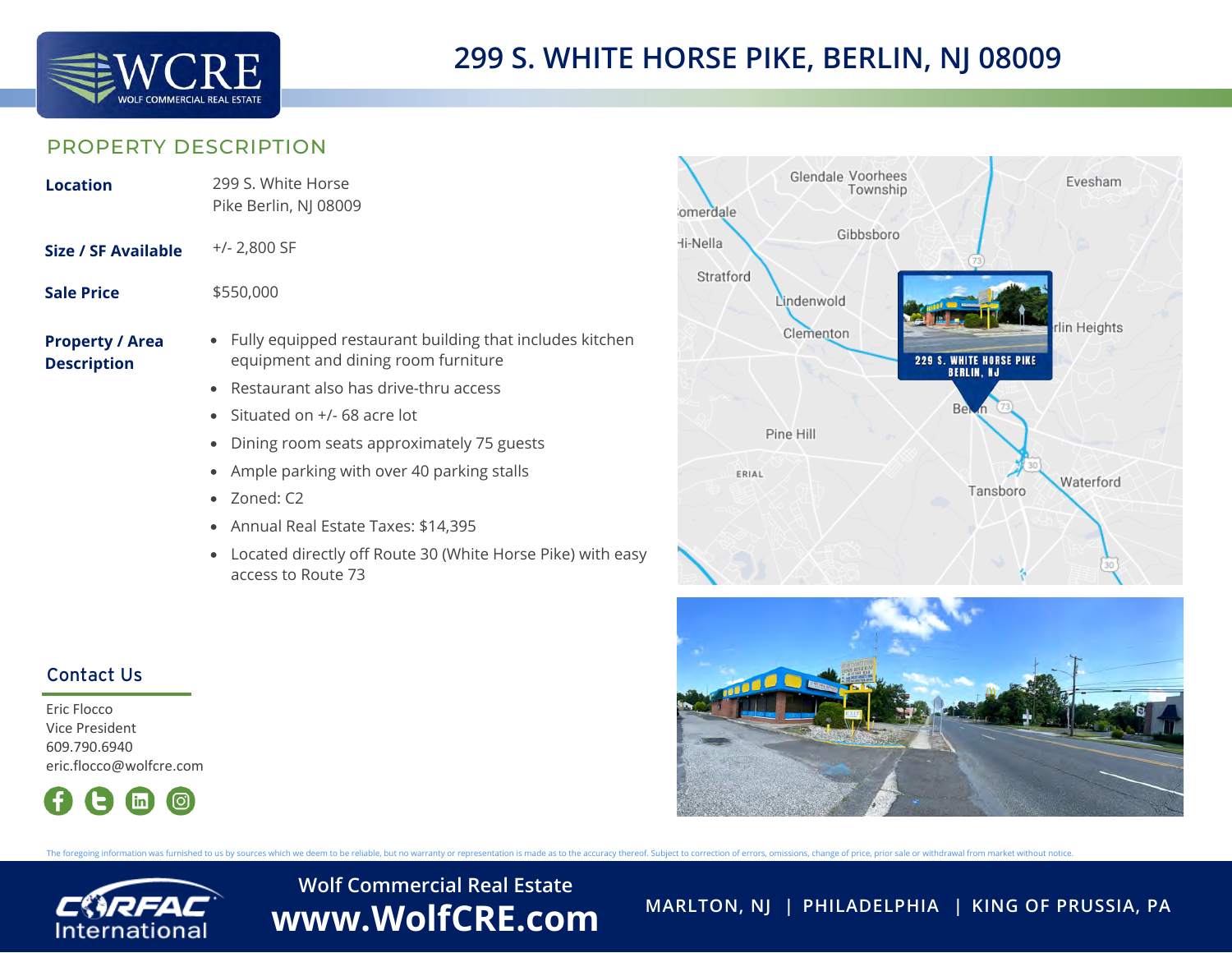# 299 S. WHITE HORSE PIKE, BERLIN, NJ 08009

## PROPERTY DESCRIPTION

**Location**
299 S. White Horse Pike Berlin, NJ 08009

**Size / SF Available**
+/- 2,800 SF

**Sale Price**
$550,000

**Property / Area Description**

- Fully equipped restaurant building that includes kitchen equipment and dining room furniture
- Restaurant also has drive-thru access
- Situated on +/- 68 acre lot
- Dining room seats approximately 75 guests
- Ample parking with over 40 parking stalls
- Zoned: C2
- Annual Real Estate Taxes: $14,395
- Located directly off Route 30 (White Horse Pike) with easy access to Route 73

## Contact Us

Eric Flocco
Vice President
609.790.6940
eric.flocco@wolfcre.com

The foregoing information was furnished to us by sources which we deem to be reliable, but no warranty or representation is made as to the accuracy thereof. Subject to correction of errors, omissions, change of price, prior sale or withdrawal from market without notice.

Wolf Commercial Real Estate
www.WolfCRE.com

MARLTON, NJ | PHILADELPHIA | KING OF PRUSSIA, PA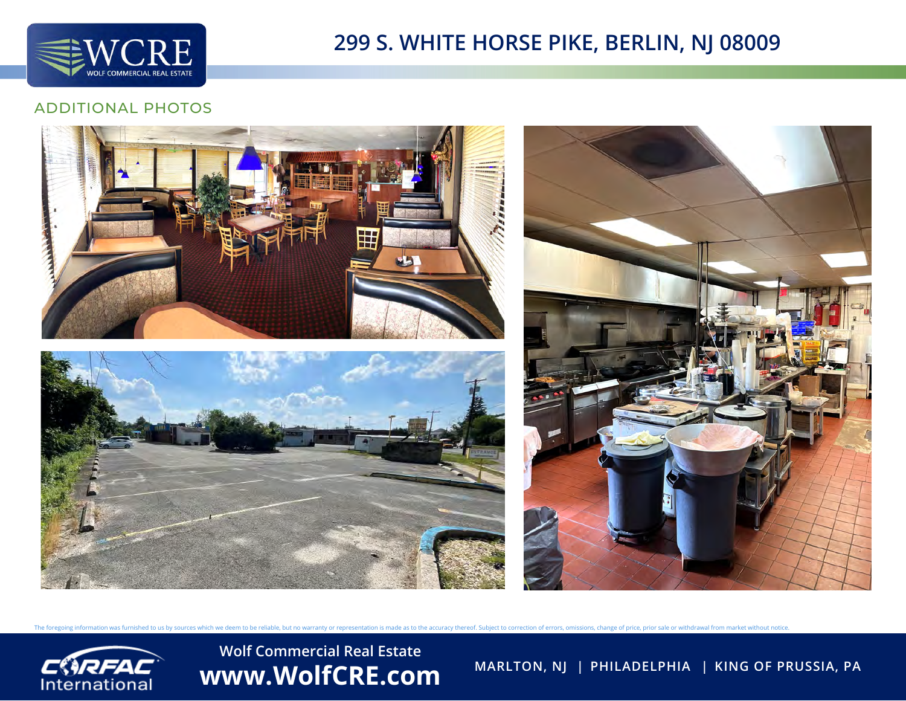# 299 S. WHITE HORSE PIKE, BERLIN, NJ 08009

## ADDITIONAL PHOTOS

The foregoing information was furnished to us by sources which we deem to be reliable, but no warranty or representation is made as to the accuracy thereof. Subject to correction of errors, omissions, change of price, prior sale or withdrawal from market without notice.

Wolf Commercial Real Estate

**www.WolfCRE.com**

MARLTON, NJ | PHILADELPHIA | KING OF PRUSSIA, PA